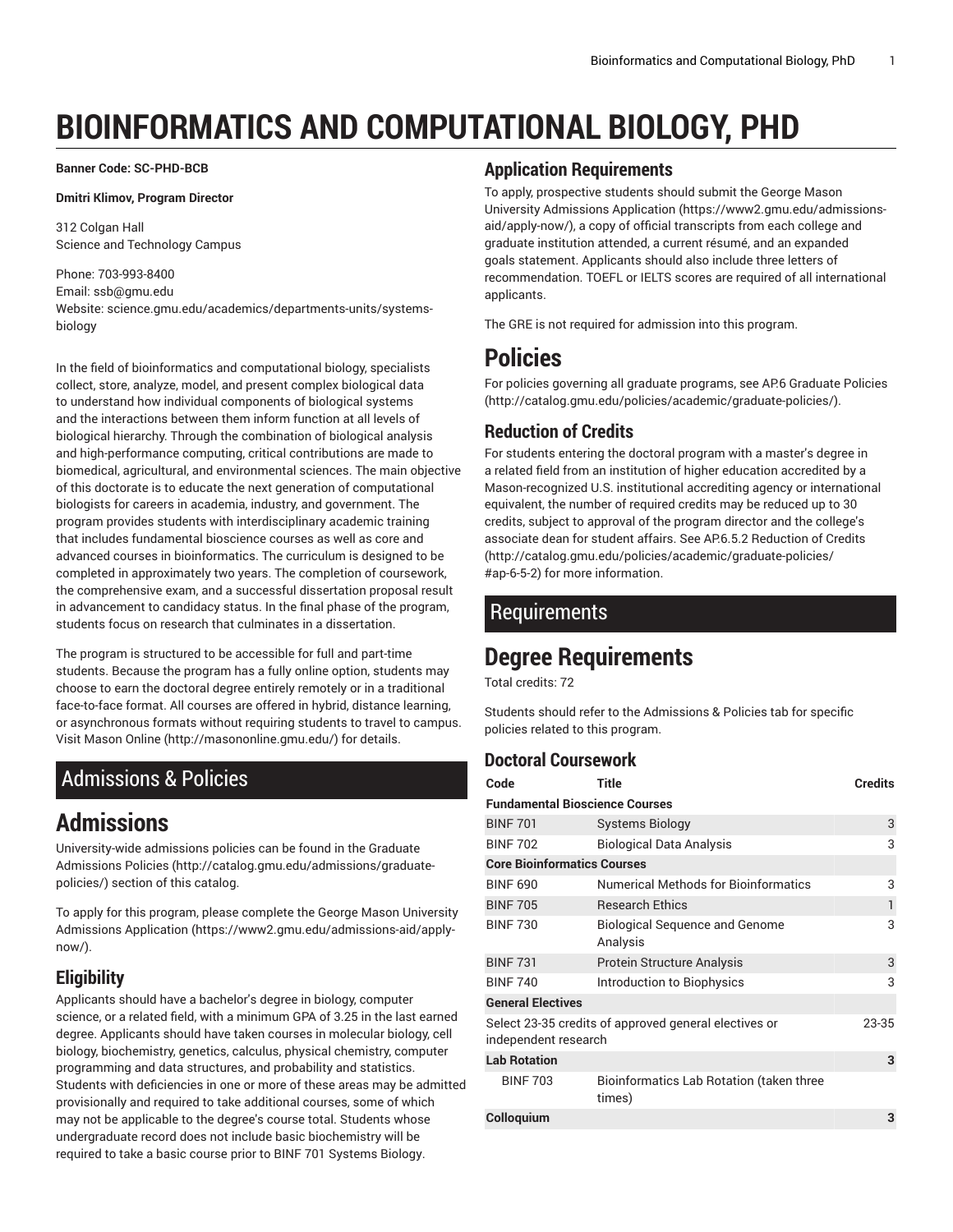# BIOINFORMATICS AND COMPUTATIONAL BIOLOGY, PHD

**Banner Code: SC-PHD-BCB**

**Dmitri Klimov, Program Director**

312 Colgan Hall
Science and Technology Campus

Phone: 703-993-8400
Email: ssb@gmu.edu
Website: science.gmu.edu/academics/departments-units/systems-biology

In the field of bioinformatics and computational biology, specialists collect, store, analyze, model, and present complex biological data to understand how individual components of biological systems and the interactions between them inform function at all levels of biological hierarchy. Through the combination of biological analysis and high-performance computing, critical contributions are made to biomedical, agricultural, and environmental sciences. The main objective of this doctorate is to educate the next generation of computational biologists for careers in academia, industry, and government. The program provides students with interdisciplinary academic training that includes fundamental bioscience courses as well as core and advanced courses in bioinformatics. The curriculum is designed to be completed in approximately two years. The completion of coursework, the comprehensive exam, and a successful dissertation proposal result in advancement to candidacy status. In the final phase of the program, students focus on research that culminates in a dissertation.

The program is structured to be accessible for full and part-time students. Because the program has a fully online option, students may choose to earn the doctoral degree entirely remotely or in a traditional face-to-face format. All courses are offered in hybrid, distance learning, or asynchronous formats without requiring students to travel to campus. Visit Mason Online (http://masononline.gmu.edu/) for details.

## Admissions & Policies

# Admissions

University-wide admissions policies can be found in the Graduate Admissions Policies (http://catalog.gmu.edu/admissions/graduate-policies/) section of this catalog.

To apply for this program, please complete the George Mason University Admissions Application (https://www2.gmu.edu/admissions-aid/apply-now/).

### Eligibility

Applicants should have a bachelor's degree in biology, computer science, or a related field, with a minimum GPA of 3.25 in the last earned degree. Applicants should have taken courses in molecular biology, cell biology, biochemistry, genetics, calculus, physical chemistry, computer programming and data structures, and probability and statistics. Students with deficiencies in one or more of these areas may be admitted provisionally and required to take additional courses, some of which may not be applicable to the degree's course total. Students whose undergraduate record does not include basic biochemistry will be required to take a basic course prior to BINF 701 Systems Biology.

### Application Requirements

To apply, prospective students should submit the George Mason University Admissions Application (https://www2.gmu.edu/admissions-aid/apply-now/), a copy of official transcripts from each college and graduate institution attended, a current résumé, and an expanded goals statement. Applicants should also include three letters of recommendation. TOEFL or IELTS scores are required of all international applicants.

The GRE is not required for admission into this program.

# Policies

For policies governing all graduate programs, see AP.6 Graduate Policies (http://catalog.gmu.edu/policies/academic/graduate-policies/).

### Reduction of Credits

For students entering the doctoral program with a master's degree in a related field from an institution of higher education accredited by a Mason-recognized U.S. institutional accrediting agency or international equivalent, the number of required credits may be reduced up to 30 credits, subject to approval of the program director and the college's associate dean for student affairs. See AP.6.5.2 Reduction of Credits (http://catalog.gmu.edu/policies/academic/graduate-policies/#ap-6-5-2) for more information.

## Requirements

# Degree Requirements

Total credits: 72

Students should refer to the Admissions & Policies tab for specific policies related to this program.

### Doctoral Coursework

| Code | Title | Credits |
|---|---|---|
| **Fundamental Bioscience Courses** | | |
| BINF 701 | Systems Biology | 3 |
| BINF 702 | Biological Data Analysis | 3 |
| **Core Bioinformatics Courses** | | |
| BINF 690 | Numerical Methods for Bioinformatics | 3 |
| BINF 705 | Research Ethics | 1 |
| BINF 730 | Biological Sequence and Genome Analysis | 3 |
| BINF 731 | Protein Structure Analysis | 3 |
| BINF 740 | Introduction to Biophysics | 3 |
| **General Electives** | | |
| Select 23-35 credits of approved general electives or independent research | | 23-35 |
| **Lab Rotation** | | **3** |
| BINF 703 | Bioinformatics Lab Rotation (taken three times) | |
| **Colloquium** | | **3** |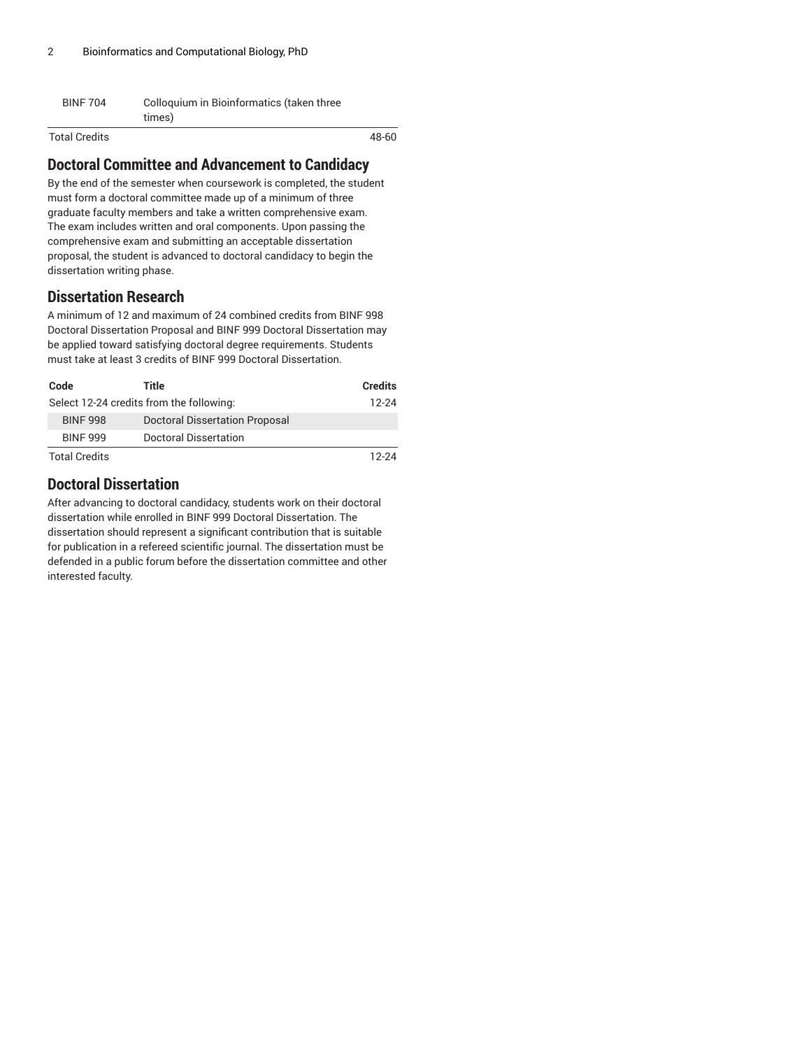| | | |
|---|---|---|
| BINF 704 | Colloquium in Bioinformatics (taken three times) | |
| Total Credits | | 48-60 |

## Doctoral Committee and Advancement to Candidacy

By the end of the semester when coursework is completed, the student must form a doctoral committee made up of a minimum of three graduate faculty members and take a written comprehensive exam. The exam includes written and oral components. Upon passing the comprehensive exam and submitting an acceptable dissertation proposal, the student is advanced to doctoral candidacy to begin the dissertation writing phase.

## Dissertation Research

A minimum of 12 and maximum of 24 combined credits from BINF 998 Doctoral Dissertation Proposal and BINF 999 Doctoral Dissertation may be applied toward satisfying doctoral degree requirements. Students must take at least 3 credits of BINF 999 Doctoral Dissertation.

| Code | Title | Credits |
|---|---|---|
| Select 12-24 credits from the following: | | 12-24 |
| BINF 998 | Doctoral Dissertation Proposal | |
| BINF 999 | Doctoral Dissertation | |
| Total Credits | | 12-24 |

## Doctoral Dissertation

After advancing to doctoral candidacy, students work on their doctoral dissertation while enrolled in BINF 999 Doctoral Dissertation. The dissertation should represent a significant contribution that is suitable for publication in a refereed scientific journal. The dissertation must be defended in a public forum before the dissertation committee and other interested faculty.